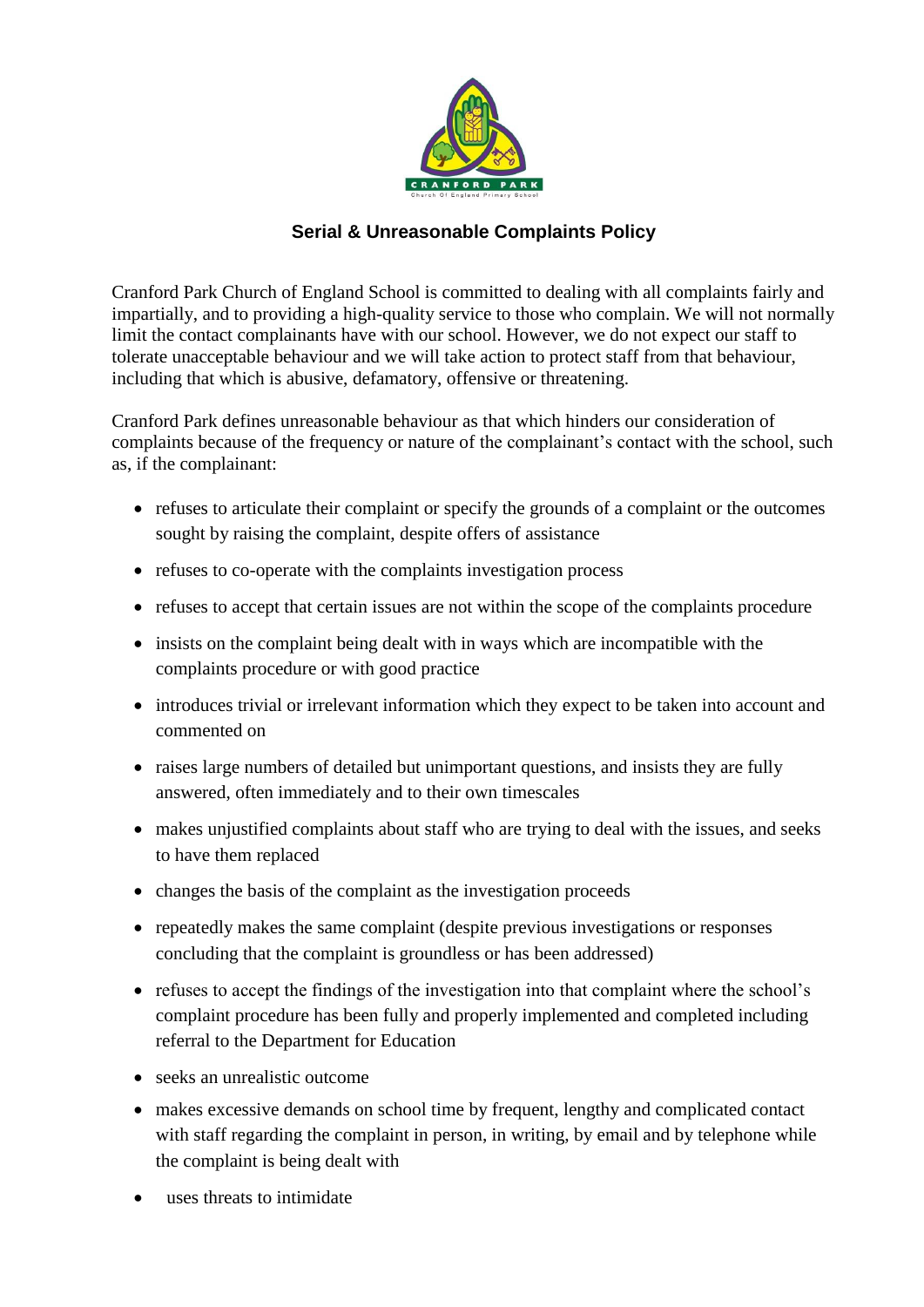# Serial & Unreasonable Complaints Policy

Cranford Park Church of England School is committed to dealing with all complaints fairly and impartially, and to providing a high-quality service to those who complain. We will not normally limit the contact complainants have with our school. However, we do not expect our staff to tolerate unacceptable behaviour and we will take action to protect staff from that behaviour, including that which is abusive, defamatory, offensive or threatening.

Cranford Park defines unreasonable behaviour as that which hinders our consideration of complaints because of the frequency or nature of the complainant's contact with the school, such as, if the complainant:

- refuses to articulate their complaint or specify the grounds of a complaint or the outcomes sought by raising the complaint, despite offers of assistance
- refuses to co-operate with the complaints investigation process
- refuses to accept that certain issues are not within the scope of the complaints procedure
- insists on the complaint being dealt with in ways which are incompatible with the complaints procedure or with good practice
- introduces trivial or irrelevant information which they expect to be taken into account and commented on
- raises large numbers of detailed but unimportant questions, and insists they are fully answered, often immediately and to their own timescales
- makes unjustified complaints about staff who are trying to deal with the issues, and seeks to have them replaced
- changes the basis of the complaint as the investigation proceeds
- repeatedly makes the same complaint (despite previous investigations or responses concluding that the complaint is groundless or has been addressed)
- refuses to accept the findings of the investigation into that complaint where the school's complaint procedure has been fully and properly implemented and completed including referral to the Department for Education
- seeks an unrealistic outcome
- makes excessive demands on school time by frequent, lengthy and complicated contact with staff regarding the complaint in person, in writing, by email and by telephone while the complaint is being dealt with
- uses threats to intimidate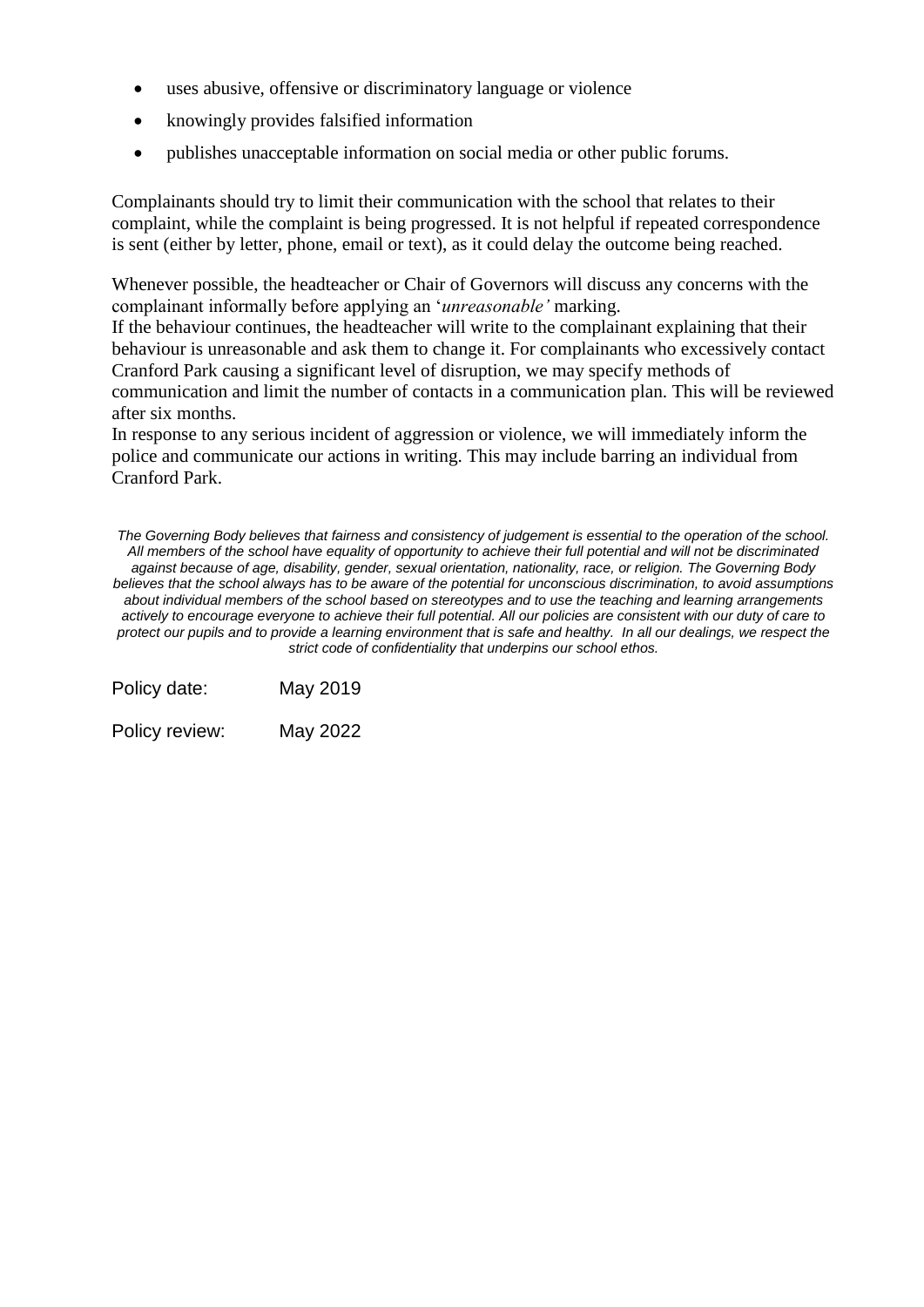- uses abusive, offensive or discriminatory language or violence
- knowingly provides falsified information
- publishes unacceptable information on social media or other public forums.

Complainants should try to limit their communication with the school that relates to their complaint, while the complaint is being progressed. It is not helpful if repeated correspondence is sent (either by letter, phone, email or text), as it could delay the outcome being reached.

Whenever possible, the headteacher or Chair of Governors will discuss any concerns with the complainant informally before applying an '*unreasonable'* marking.
If the behaviour continues, the headteacher will write to the complainant explaining that their behaviour is unreasonable and ask them to change it. For complainants who excessively contact Cranford Park causing a significant level of disruption, we may specify methods of communication and limit the number of contacts in a communication plan. This will be reviewed after six months.
In response to any serious incident of aggression or violence, we will immediately inform the police and communicate our actions in writing. This may include barring an individual from Cranford Park.

*The Governing Body believes that fairness and consistency of judgement is essential to the operation of the school. All members of the school have equality of opportunity to achieve their full potential and will not be discriminated against because of age, disability, gender, sexual orientation, nationality, race, or religion. The Governing Body believes that the school always has to be aware of the potential for unconscious discrimination, to avoid assumptions about individual members of the school based on stereotypes and to use the teaching and learning arrangements actively to encourage everyone to achieve their full potential. All our policies are consistent with our duty of care to protect our pupils and to provide a learning environment that is safe and healthy. In all our dealings, we respect the strict code of confidentiality that underpins our school ethos.*

Policy date: May 2019

Policy review: May 2022